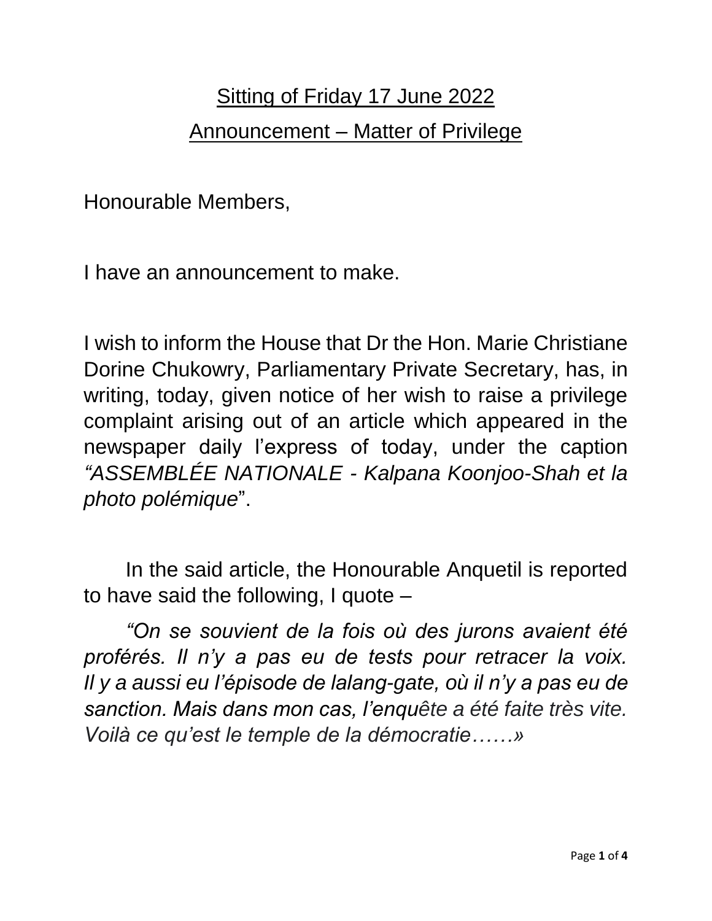## Sitting of Friday 17 June 2022

## Announcement – Matter of Privilege

Honourable Members,

I have an announcement to make.

I wish to inform the House that Dr the Hon. Marie Christiane Dorine Chukowry, Parliamentary Private Secretary, has, in writing, today, given notice of her wish to raise a privilege complaint arising out of an article which appeared in the newspaper daily l'express of today, under the caption *"ASSEMBLÉE NATIONALE - Kalpana Koonjoo-Shah et la photo polémique*".

In the said article, the Honourable Anquetil is reported to have said the following, I quote –

*"On se souvient de la fois où des jurons avaient été proférés. Il n'y a pas eu de tests pour retracer la voix. Il y a aussi eu l'épisode de lalang-gate, où il n'y a pas eu de sanction. Mais dans mon cas, l'enquête a été faite très vite. Voilà ce qu'est le temple de la démocratie……»*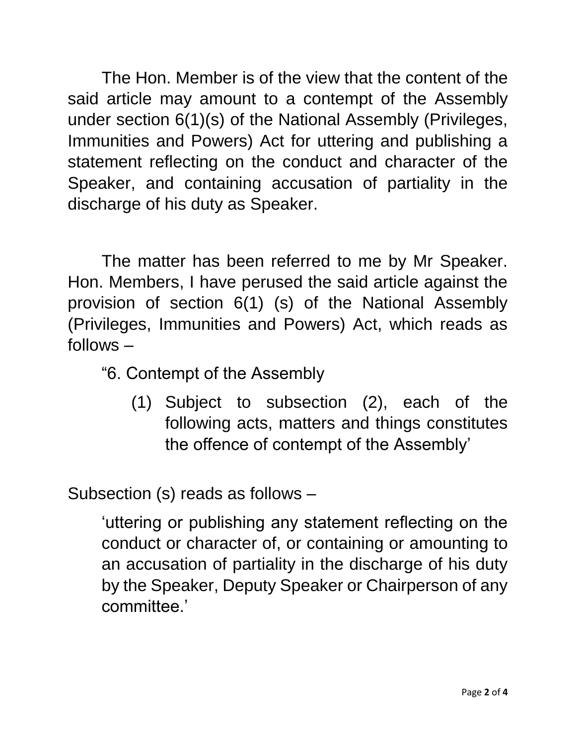The Hon. Member is of the view that the content of the said article may amount to a contempt of the Assembly under section 6(1)(s) of the National Assembly (Privileges, Immunities and Powers) Act for uttering and publishing a statement reflecting on the conduct and character of the Speaker, and containing accusation of partiality in the discharge of his duty as Speaker.

The matter has been referred to me by Mr Speaker. Hon. Members, I have perused the said article against the provision of section 6(1) (s) of the National Assembly (Privileges, Immunities and Powers) Act, which reads as follows –

> "6. Contempt of the Assembly
>
> (1) Subject to subsection (2), each of the following acts, matters and things constitutes the offence of contempt of the Assembly'

Subsection (s) reads as follows –

> 'uttering or publishing any statement reflecting on the conduct or character of, or containing or amounting to an accusation of partiality in the discharge of his duty by the Speaker, Deputy Speaker or Chairperson of any committee.'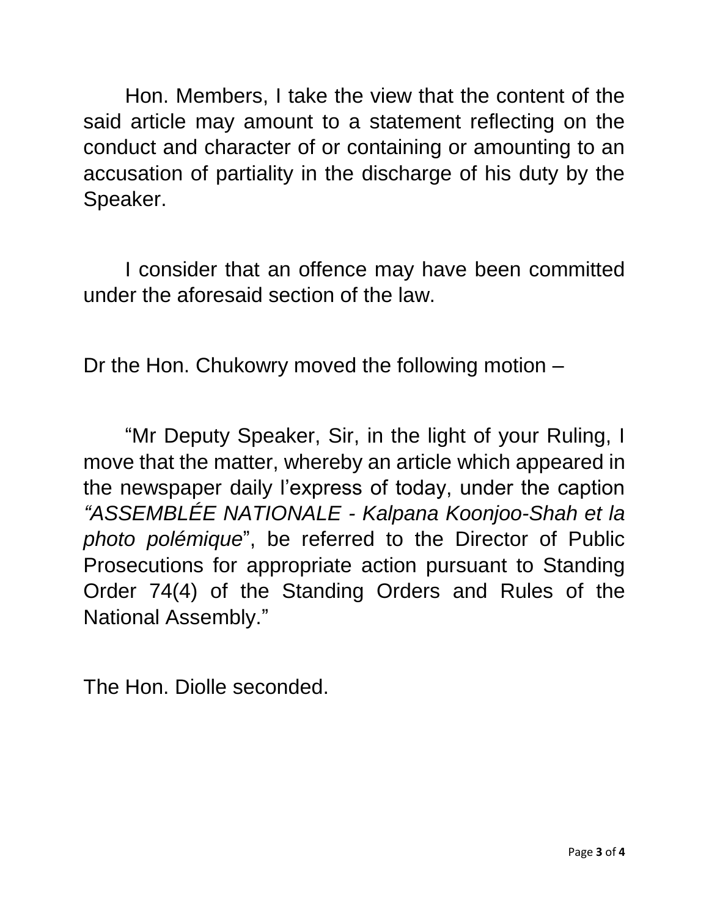Hon. Members, I take the view that the content of the said article may amount to a statement reflecting on the conduct and character of or containing or amounting to an accusation of partiality in the discharge of his duty by the Speaker.

I consider that an offence may have been committed under the aforesaid section of the law.

Dr the Hon. Chukowry moved the following motion –

"Mr Deputy Speaker, Sir, in the light of your Ruling, I move that the matter, whereby an article which appeared in the newspaper daily l'express of today, under the caption *"ASSEMBLÉE NATIONALE - Kalpana Koonjoo-Shah et la photo polémique*", be referred to the Director of Public Prosecutions for appropriate action pursuant to Standing Order 74(4) of the Standing Orders and Rules of the National Assembly."

The Hon. Diolle seconded.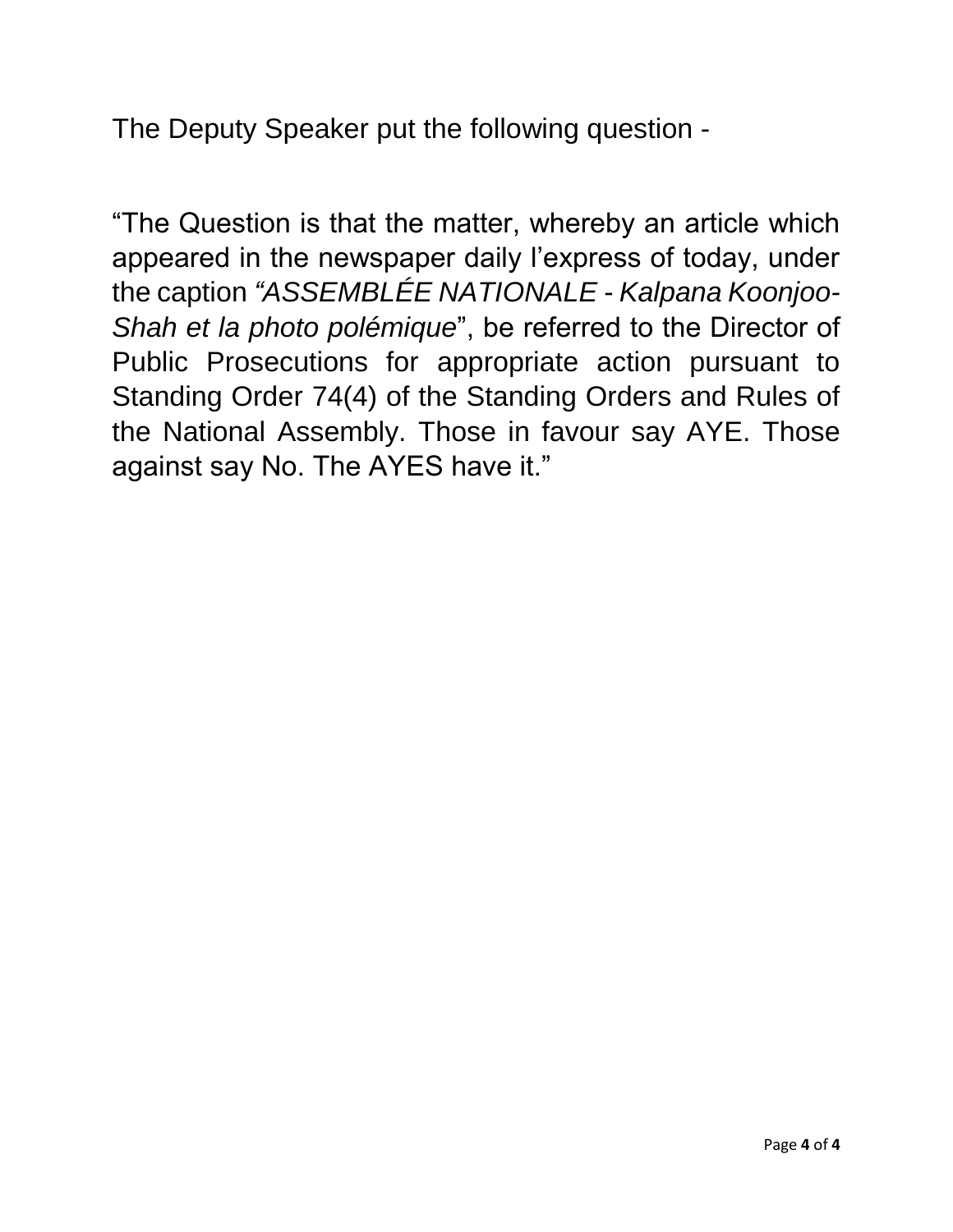The Deputy Speaker put the following question -

"The Question is that the matter, whereby an article which appeared in the newspaper daily l'express of today, under the caption *"ASSEMBLÉE NATIONALE - Kalpana Koonjoo-Shah et la photo polémique*", be referred to the Director of Public Prosecutions for appropriate action pursuant to Standing Order 74(4) of the Standing Orders and Rules of the National Assembly. Those in favour say AYE. Those against say No. The AYES have it."